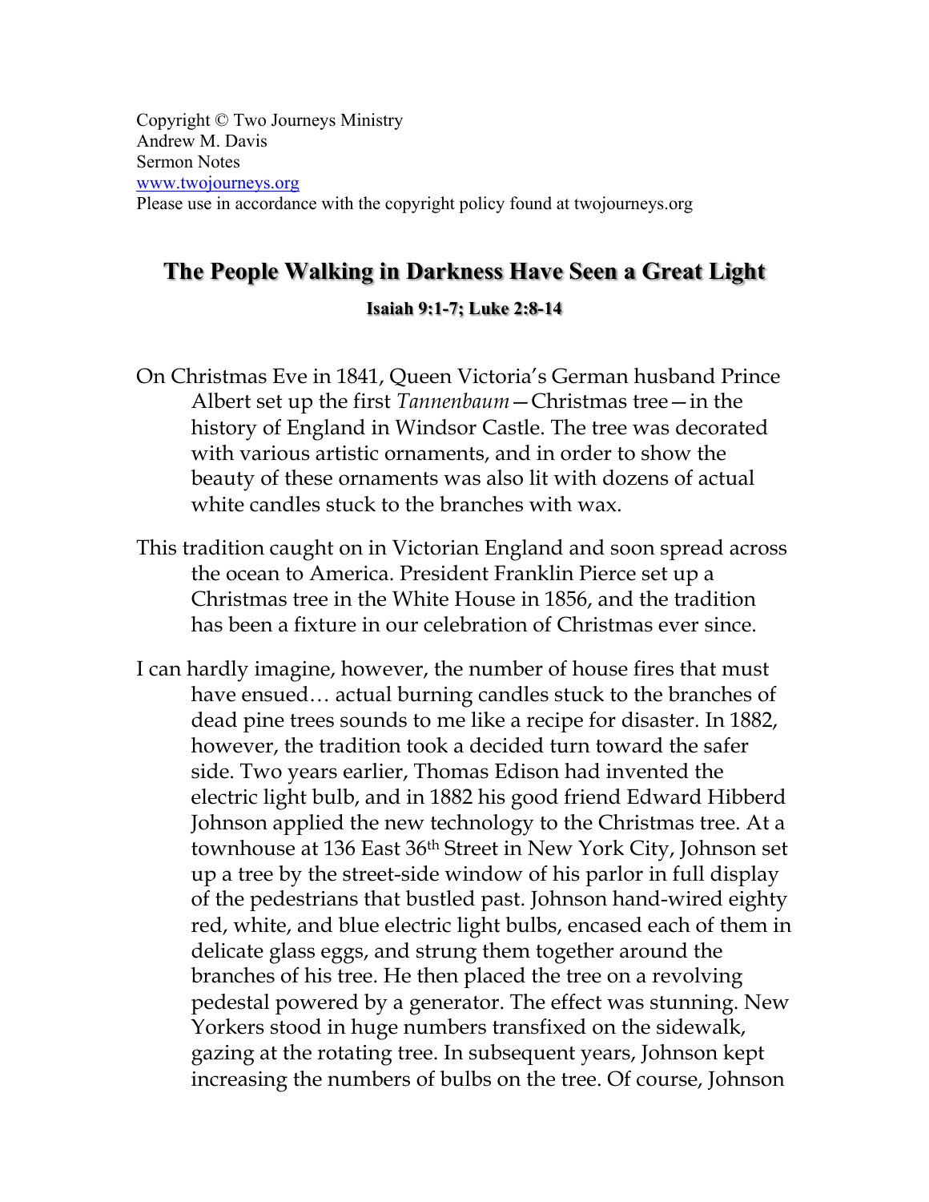Copyright © Two Journeys Ministry
Andrew M. Davis
Sermon Notes
www.twojourneys.org
Please use in accordance with the copyright policy found at twojourneys.org

# The People Walking in Darkness Have Seen a Great Light

### Isaiah 9:1-7; Luke 2:8-14

On Christmas Eve in 1841, Queen Victoria's German husband Prince Albert set up the first *Tannenbaum*—Christmas tree—in the history of England in Windsor Castle. The tree was decorated with various artistic ornaments, and in order to show the beauty of these ornaments was also lit with dozens of actual white candles stuck to the branches with wax.

This tradition caught on in Victorian England and soon spread across the ocean to America. President Franklin Pierce set up a Christmas tree in the White House in 1856, and the tradition has been a fixture in our celebration of Christmas ever since.

I can hardly imagine, however, the number of house fires that must have ensued… actual burning candles stuck to the branches of dead pine trees sounds to me like a recipe for disaster. In 1882, however, the tradition took a decided turn toward the safer side. Two years earlier, Thomas Edison had invented the electric light bulb, and in 1882 his good friend Edward Hibberd Johnson applied the new technology to the Christmas tree. At a townhouse at 136 East 36th Street in New York City, Johnson set up a tree by the street-side window of his parlor in full display of the pedestrians that bustled past. Johnson hand-wired eighty red, white, and blue electric light bulbs, encased each of them in delicate glass eggs, and strung them together around the branches of his tree. He then placed the tree on a revolving pedestal powered by a generator. The effect was stunning. New Yorkers stood in huge numbers transfixed on the sidewalk, gazing at the rotating tree. In subsequent years, Johnson kept increasing the numbers of bulbs on the tree. Of course, Johnson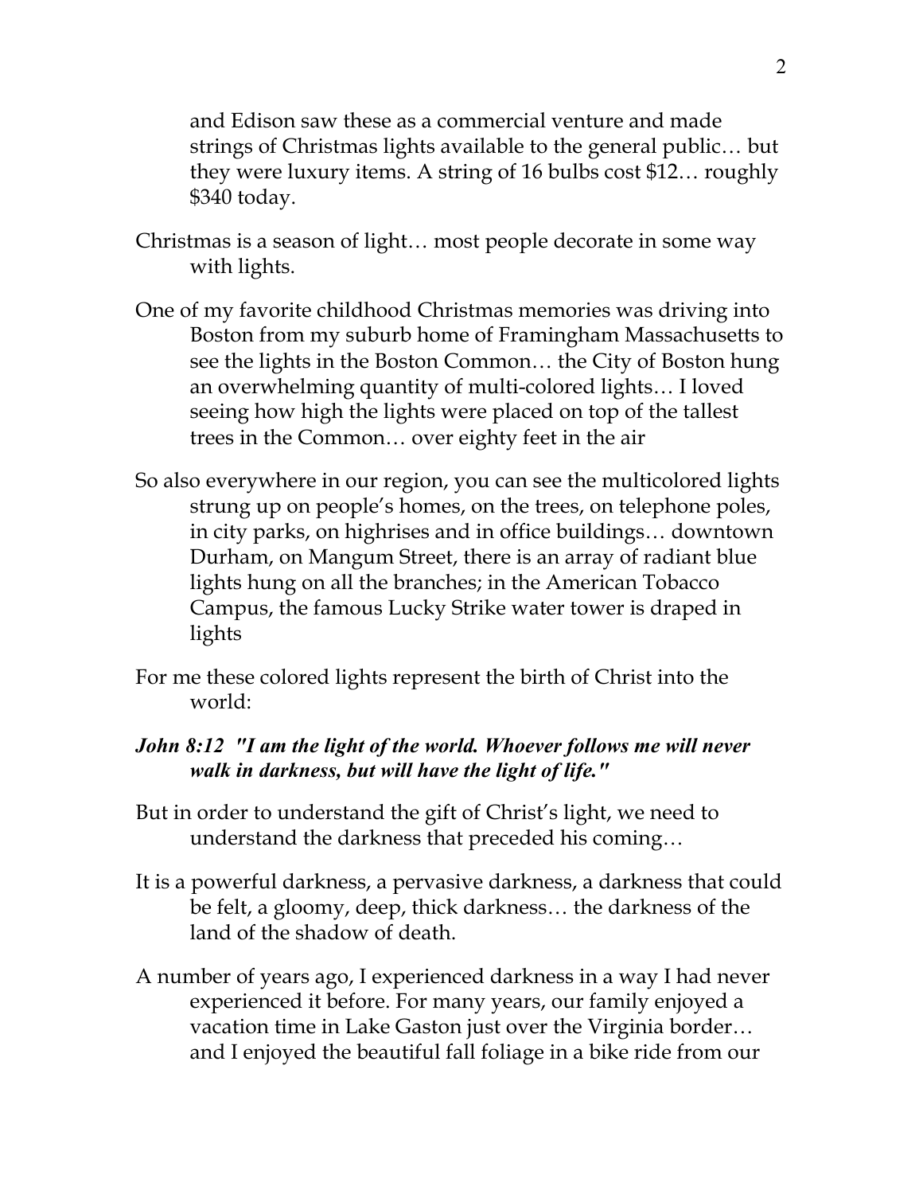and Edison saw these as a commercial venture and made strings of Christmas lights available to the general public… but they were luxury items. A string of 16 bulbs cost $12… roughly $340 today.

Christmas is a season of light… most people decorate in some way with lights.

One of my favorite childhood Christmas memories was driving into Boston from my suburb home of Framingham Massachusetts to see the lights in the Boston Common… the City of Boston hung an overwhelming quantity of multi-colored lights… I loved seeing how high the lights were placed on top of the tallest trees in the Common… over eighty feet in the air

So also everywhere in our region, you can see the multicolored lights strung up on people's homes, on the trees, on telephone poles, in city parks, on highrises and in office buildings… downtown Durham, on Mangum Street, there is an array of radiant blue lights hung on all the branches; in the American Tobacco Campus, the famous Lucky Strike water tower is draped in lights

For me these colored lights represent the birth of Christ into the world:

***John 8:12 "I am the light of the world. Whoever follows me will never walk in darkness, but will have the light of life."***

But in order to understand the gift of Christ's light, we need to understand the darkness that preceded his coming…

It is a powerful darkness, a pervasive darkness, a darkness that could be felt, a gloomy, deep, thick darkness… the darkness of the land of the shadow of death.

A number of years ago, I experienced darkness in a way I had never experienced it before. For many years, our family enjoyed a vacation time in Lake Gaston just over the Virginia border… and I enjoyed the beautiful fall foliage in a bike ride from our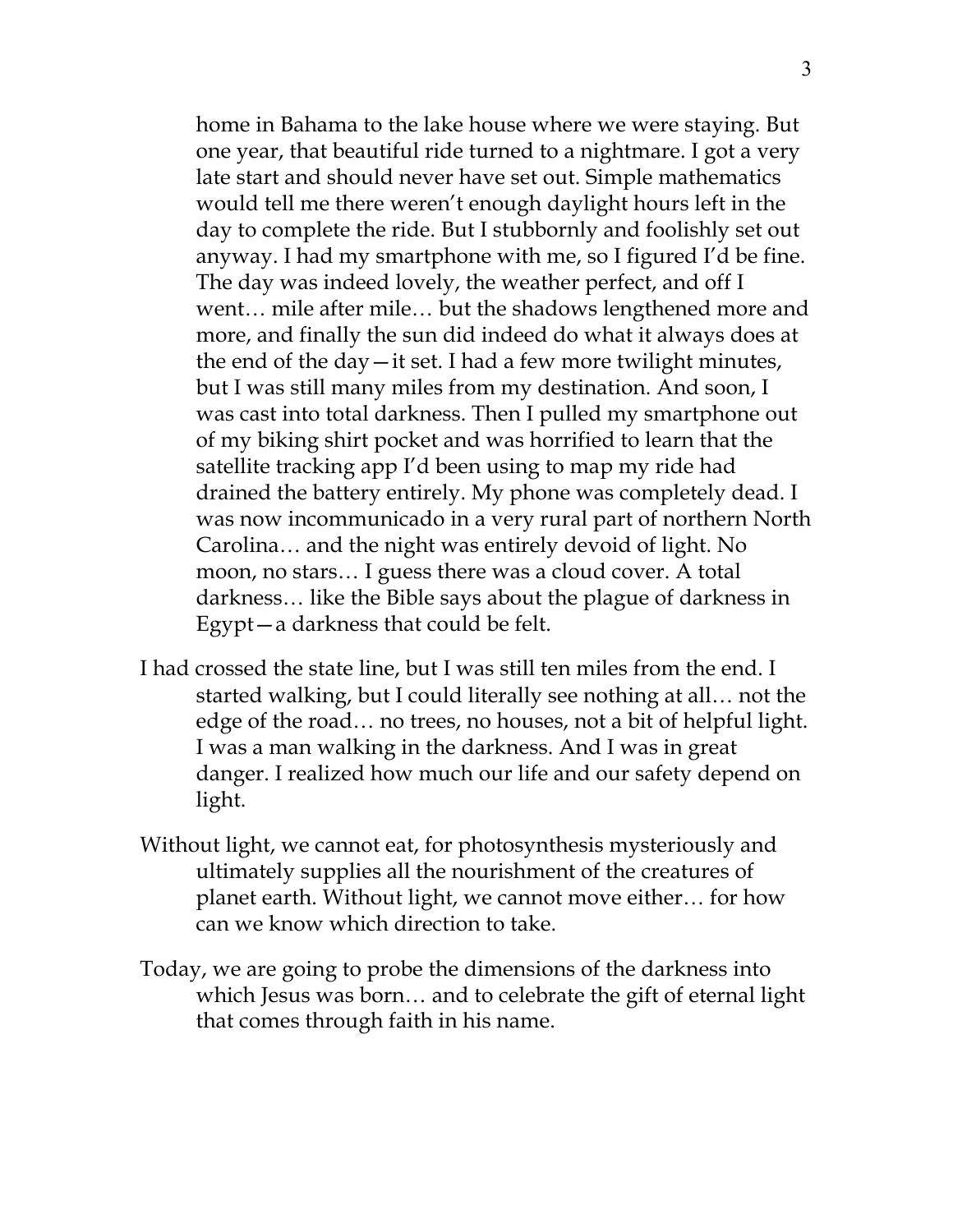home in Bahama to the lake house where we were staying. But one year, that beautiful ride turned to a nightmare. I got a very late start and should never have set out. Simple mathematics would tell me there weren't enough daylight hours left in the day to complete the ride. But I stubbornly and foolishly set out anyway. I had my smartphone with me, so I figured I'd be fine. The day was indeed lovely, the weather perfect, and off I went… mile after mile… but the shadows lengthened more and more, and finally the sun did indeed do what it always does at the end of the day—it set. I had a few more twilight minutes, but I was still many miles from my destination. And soon, I was cast into total darkness. Then I pulled my smartphone out of my biking shirt pocket and was horrified to learn that the satellite tracking app I'd been using to map my ride had drained the battery entirely. My phone was completely dead. I was now incommunicado in a very rural part of northern North Carolina… and the night was entirely devoid of light. No moon, no stars… I guess there was a cloud cover. A total darkness… like the Bible says about the plague of darkness in Egypt—a darkness that could be felt.

I had crossed the state line, but I was still ten miles from the end. I started walking, but I could literally see nothing at all… not the edge of the road… no trees, no houses, not a bit of helpful light. I was a man walking in the darkness. And I was in great danger. I realized how much our life and our safety depend on light.

Without light, we cannot eat, for photosynthesis mysteriously and ultimately supplies all the nourishment of the creatures of planet earth. Without light, we cannot move either… for how can we know which direction to take.

Today, we are going to probe the dimensions of the darkness into which Jesus was born… and to celebrate the gift of eternal light that comes through faith in his name.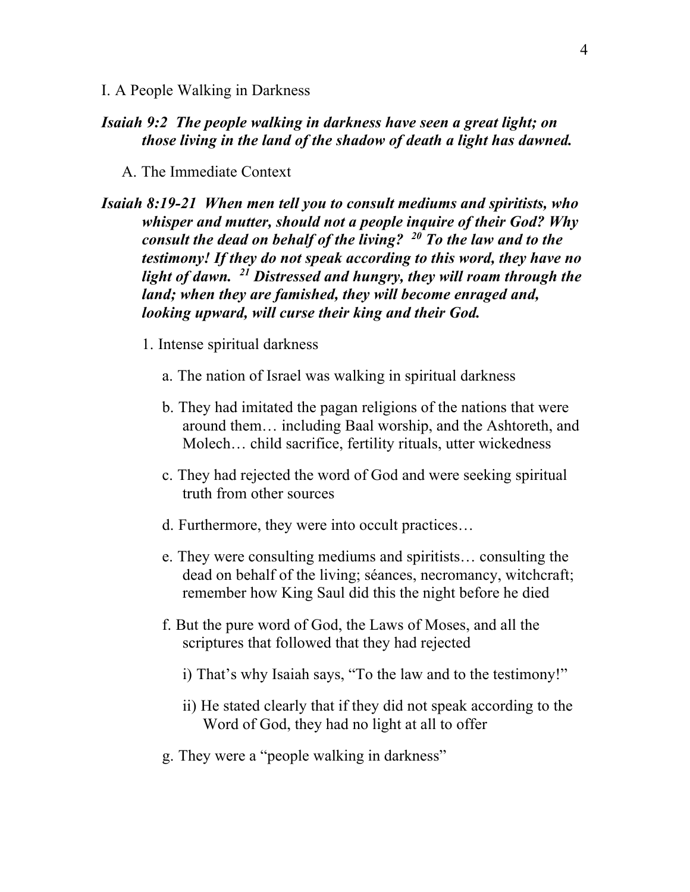I. A People Walking in Darkness

***Isaiah 9:2 The people walking in darkness have seen a great light; on those living in the land of the shadow of death a light has dawned.***

A. The Immediate Context

***Isaiah 8:19-21 When men tell you to consult mediums and spiritists, who whisper and mutter, should not a people inquire of their God? Why consult the dead on behalf of the living? [20] To the law and to the testimony! If they do not speak according to this word, they have no light of dawn. [21] Distressed and hungry, they will roam through the land; when they are famished, they will become enraged and, looking upward, will curse their king and their God.***

1. Intense spiritual darkness

   a. The nation of Israel was walking in spiritual darkness

   b. They had imitated the pagan religions of the nations that were around them… including Baal worship, and the Ashtoreth, and Molech… child sacrifice, fertility rituals, utter wickedness

   c. They had rejected the word of God and were seeking spiritual truth from other sources

   d. Furthermore, they were into occult practices…

   e. They were consulting mediums and spiritists… consulting the dead on behalf of the living; séances, necromancy, witchcraft; remember how King Saul did this the night before he died

   f. But the pure word of God, the Laws of Moses, and all the scriptures that followed that they had rejected

      i) That's why Isaiah says, "To the law and to the testimony!"

      ii) He stated clearly that if they did not speak according to the Word of God, they had no light at all to offer

   g. They were a "people walking in darkness"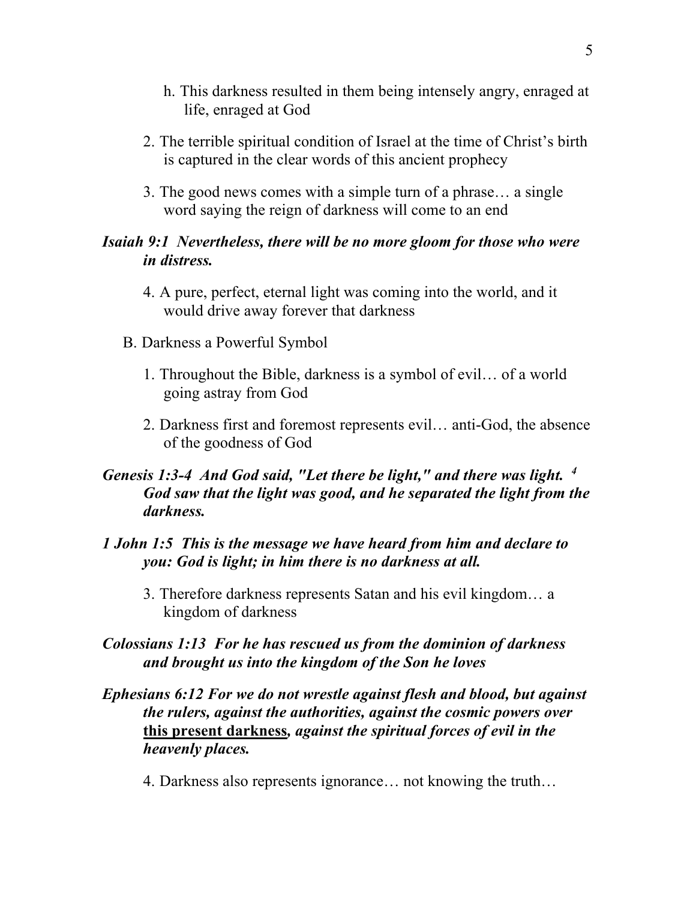h. This darkness resulted in them being intensely angry, enraged at life, enraged at God

2. The terrible spiritual condition of Israel at the time of Christ's birth is captured in the clear words of this ancient prophecy

3. The good news comes with a simple turn of a phrase… a single word saying the reign of darkness will come to an end

***Isaiah 9:1 Nevertheless, there will be no more gloom for those who were in distress.***

4. A pure, perfect, eternal light was coming into the world, and it would drive away forever that darkness

B. Darkness a Powerful Symbol

1. Throughout the Bible, darkness is a symbol of evil… of a world going astray from God

2. Darkness first and foremost represents evil… anti-God, the absence of the goodness of God

***Genesis 1:3-4 And God said, "Let there be light," and there was light. [4] God saw that the light was good, and he separated the light from the darkness.***

***1 John 1:5 This is the message we have heard from him and declare to you: God is light; in him there is no darkness at all.***

3. Therefore darkness represents Satan and his evil kingdom… a kingdom of darkness

***Colossians 1:13 For he has rescued us from the dominion of darkness and brought us into the kingdom of the Son he loves***

***Ephesians 6:12 For we do not wrestle against flesh and blood, but against the rulers, against the authorities, against the cosmic powers over*** <u>**this present darkness**</u>***, against the spiritual forces of evil in the heavenly places.***

4. Darkness also represents ignorance… not knowing the truth…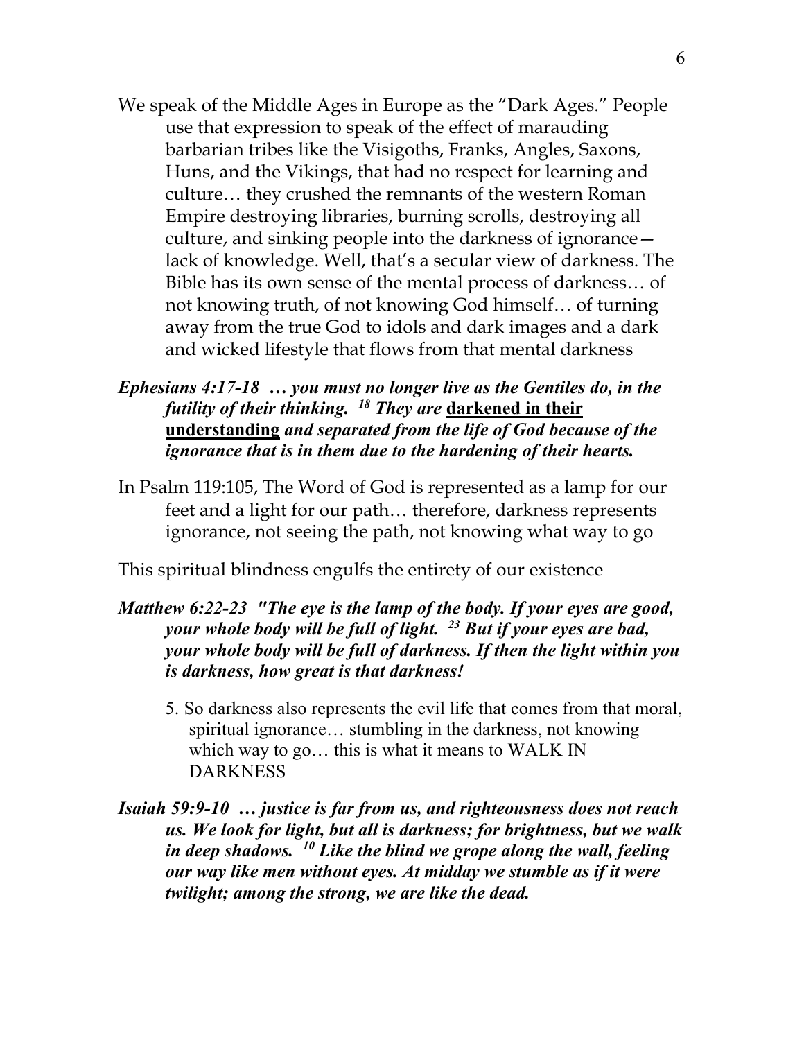We speak of the Middle Ages in Europe as the "Dark Ages." People use that expression to speak of the effect of marauding barbarian tribes like the Visigoths, Franks, Angles, Saxons, Huns, and the Vikings, that had no respect for learning and culture… they crushed the remnants of the western Roman Empire destroying libraries, burning scrolls, destroying all culture, and sinking people into the darkness of ignorance—lack of knowledge. Well, that's a secular view of darkness. The Bible has its own sense of the mental process of darkness… of not knowing truth, of not knowing God himself… of turning away from the true God to idols and dark images and a dark and wicked lifestyle that flows from that mental darkness

***Ephesians 4:17-18 … you must no longer live as the Gentiles do, in the futility of their thinking. [18] They are <u>darkened in their understanding</u> and separated from the life of God because of the ignorance that is in them due to the hardening of their hearts.***

In Psalm 119:105, The Word of God is represented as a lamp for our feet and a light for our path… therefore, darkness represents ignorance, not seeing the path, not knowing what way to go

This spiritual blindness engulfs the entirety of our existence

***Matthew 6:22-23 "The eye is the lamp of the body. If your eyes are good, your whole body will be full of light. [23] But if your eyes are bad, your whole body will be full of darkness. If then the light within you is darkness, how great is that darkness!***

5. So darkness also represents the evil life that comes from that moral, spiritual ignorance… stumbling in the darkness, not knowing which way to go… this is what it means to WALK IN DARKNESS

***Isaiah 59:9-10 … justice is far from us, and righteousness does not reach us. We look for light, but all is darkness; for brightness, but we walk in deep shadows. [10] Like the blind we grope along the wall, feeling our way like men without eyes. At midday we stumble as if it were twilight; among the strong, we are like the dead.***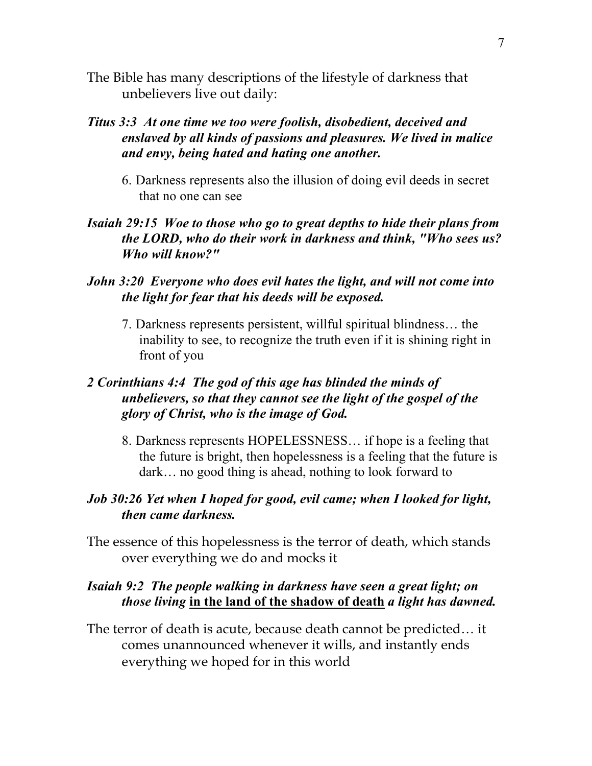The Bible has many descriptions of the lifestyle of darkness that unbelievers live out daily:

***Titus 3:3  At one time we too were foolish, disobedient, deceived and enslaved by all kinds of passions and pleasures. We lived in malice and envy, being hated and hating one another.***

6. Darkness represents also the illusion of doing evil deeds in secret that no one can see

***Isaiah 29:15  Woe to those who go to great depths to hide their plans from the LORD, who do their work in darkness and think, "Who sees us? Who will know?"***

***John 3:20  Everyone who does evil hates the light, and will not come into the light for fear that his deeds will be exposed.***

7. Darkness represents persistent, willful spiritual blindness… the inability to see, to recognize the truth even if it is shining right in front of you

***2 Corinthians 4:4  The god of this age has blinded the minds of unbelievers, so that they cannot see the light of the gospel of the glory of Christ, who is the image of God.***

8. Darkness represents HOPELESSNESS… if hope is a feeling that the future is bright, then hopelessness is a feeling that the future is dark… no good thing is ahead, nothing to look forward to

***Job 30:26 Yet when I hoped for good, evil came; when I looked for light, then came darkness.***

The essence of this hopelessness is the terror of death, which stands over everything we do and mocks it

***Isaiah 9:2  The people walking in darkness have seen a great light; on those living*** **<u>in the land of the shadow of death</u>** ***a light has dawned.***

The terror of death is acute, because death cannot be predicted… it comes unannounced whenever it wills, and instantly ends everything we hoped for in this world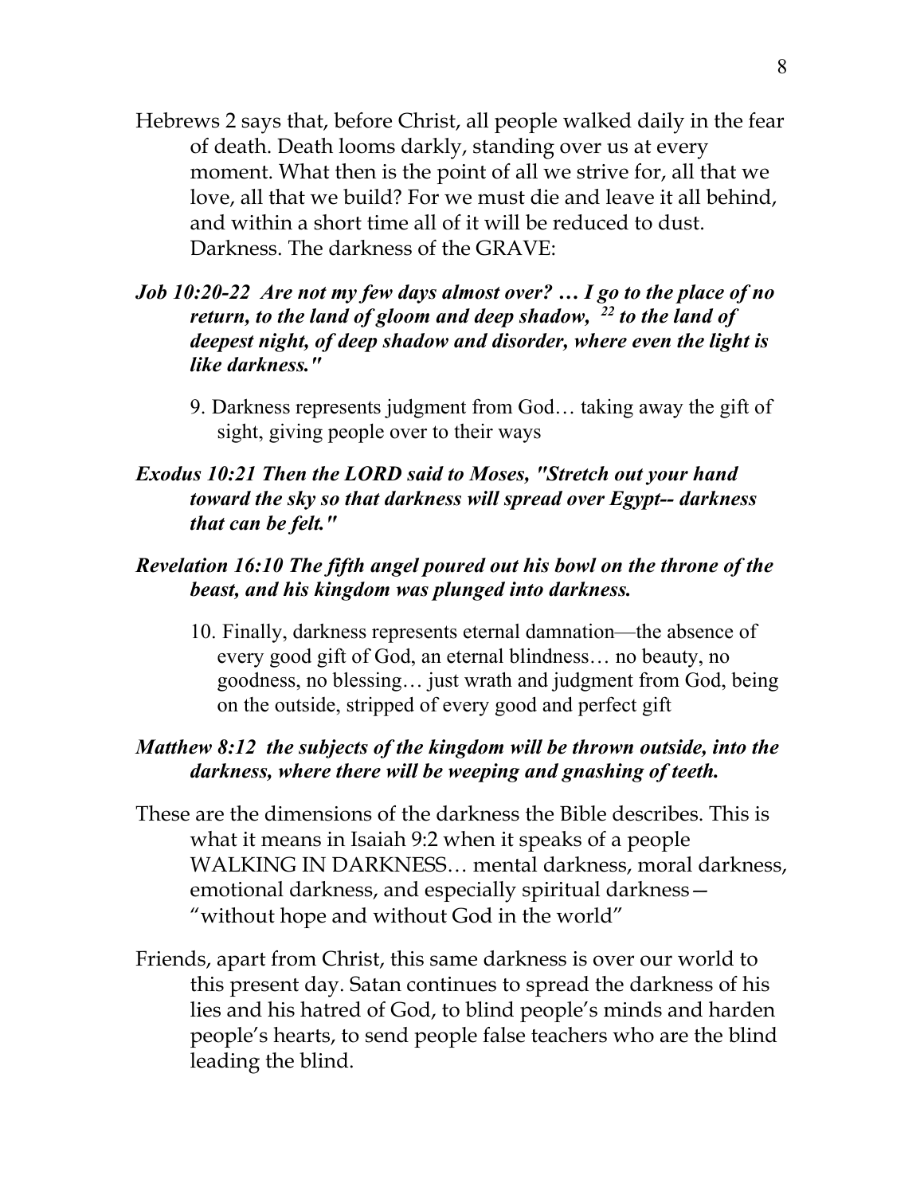Hebrews 2 says that, before Christ, all people walked daily in the fear of death. Death looms darkly, standing over us at every moment. What then is the point of all we strive for, all that we love, all that we build? For we must die and leave it all behind, and within a short time all of it will be reduced to dust. Darkness. The darkness of the GRAVE:

***Job 10:20-22  Are not my few days almost over? … I go to the place of no return, to the land of gloom and deep shadow, [22] to the land of deepest night, of deep shadow and disorder, where even the light is like darkness."***

9. Darkness represents judgment from God… taking away the gift of sight, giving people over to their ways

***Exodus 10:21 Then the LORD said to Moses, "Stretch out your hand toward the sky so that darkness will spread over Egypt-- darkness that can be felt."***

***Revelation 16:10 The fifth angel poured out his bowl on the throne of the beast, and his kingdom was plunged into darkness.***

10. Finally, darkness represents eternal damnation—the absence of every good gift of God, an eternal blindness… no beauty, no goodness, no blessing… just wrath and judgment from God, being on the outside, stripped of every good and perfect gift

***Matthew 8:12  the subjects of the kingdom will be thrown outside, into the darkness, where there will be weeping and gnashing of teeth.***

These are the dimensions of the darkness the Bible describes. This is what it means in Isaiah 9:2 when it speaks of a people WALKING IN DARKNESS… mental darkness, moral darkness, emotional darkness, and especially spiritual darkness—"without hope and without God in the world"

Friends, apart from Christ, this same darkness is over our world to this present day. Satan continues to spread the darkness of his lies and his hatred of God, to blind people's minds and harden people's hearts, to send people false teachers who are the blind leading the blind.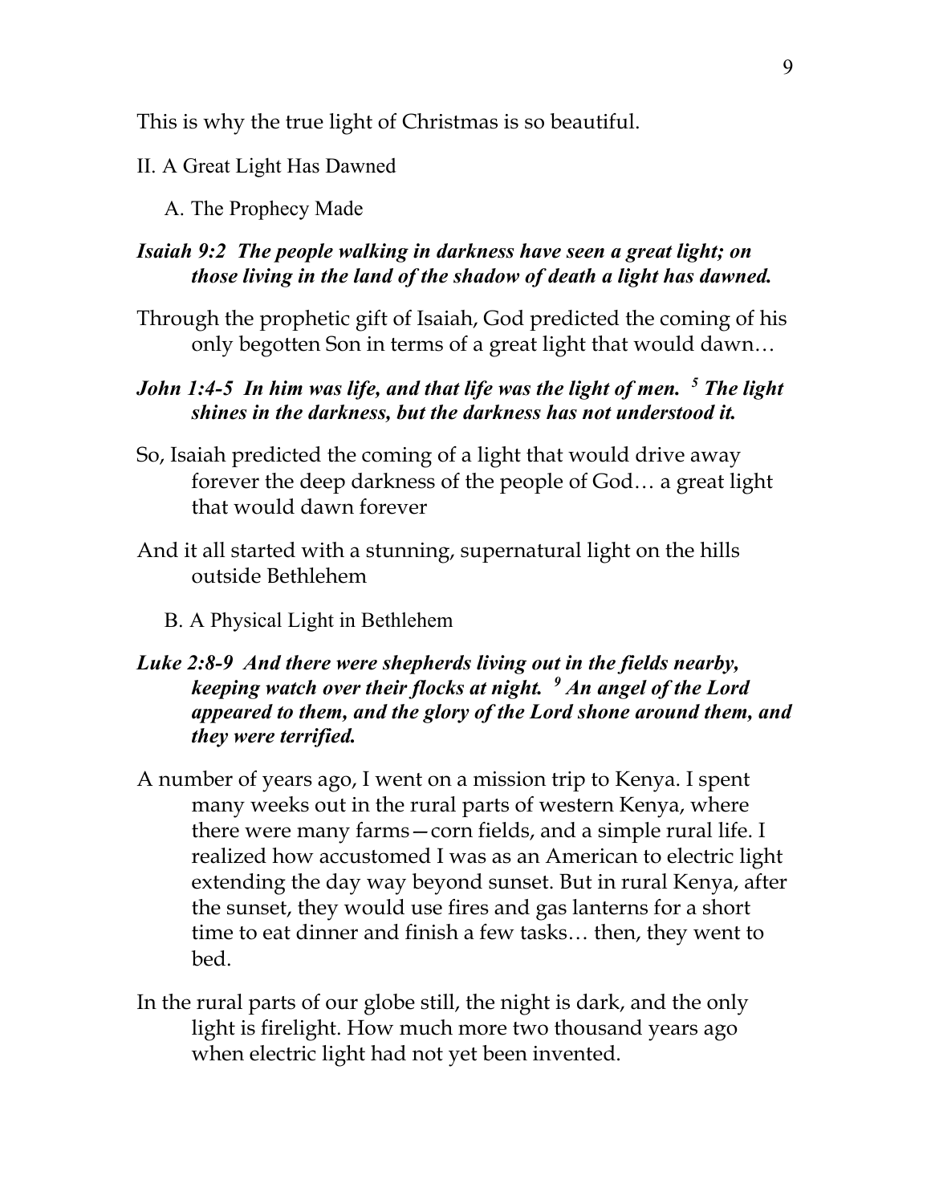This is why the true light of Christmas is so beautiful.

## II. A Great Light Has Dawned

### A. The Prophecy Made

***Isaiah 9:2 The people walking in darkness have seen a great light; on those living in the land of the shadow of death a light has dawned.***

Through the prophetic gift of Isaiah, God predicted the coming of his only begotten Son in terms of a great light that would dawn…

***John 1:4-5 In him was life, and that life was the light of men. [5] The light shines in the darkness, but the darkness has not understood it.***

So, Isaiah predicted the coming of a light that would drive away forever the deep darkness of the people of God… a great light that would dawn forever

And it all started with a stunning, supernatural light on the hills outside Bethlehem

### B. A Physical Light in Bethlehem

***Luke 2:8-9 And there were shepherds living out in the fields nearby, keeping watch over their flocks at night. [9] An angel of the Lord appeared to them, and the glory of the Lord shone around them, and they were terrified.***

A number of years ago, I went on a mission trip to Kenya. I spent many weeks out in the rural parts of western Kenya, where there were many farms—corn fields, and a simple rural life. I realized how accustomed I was as an American to electric light extending the day way beyond sunset. But in rural Kenya, after the sunset, they would use fires and gas lanterns for a short time to eat dinner and finish a few tasks… then, they went to bed.

In the rural parts of our globe still, the night is dark, and the only light is firelight. How much more two thousand years ago when electric light had not yet been invented.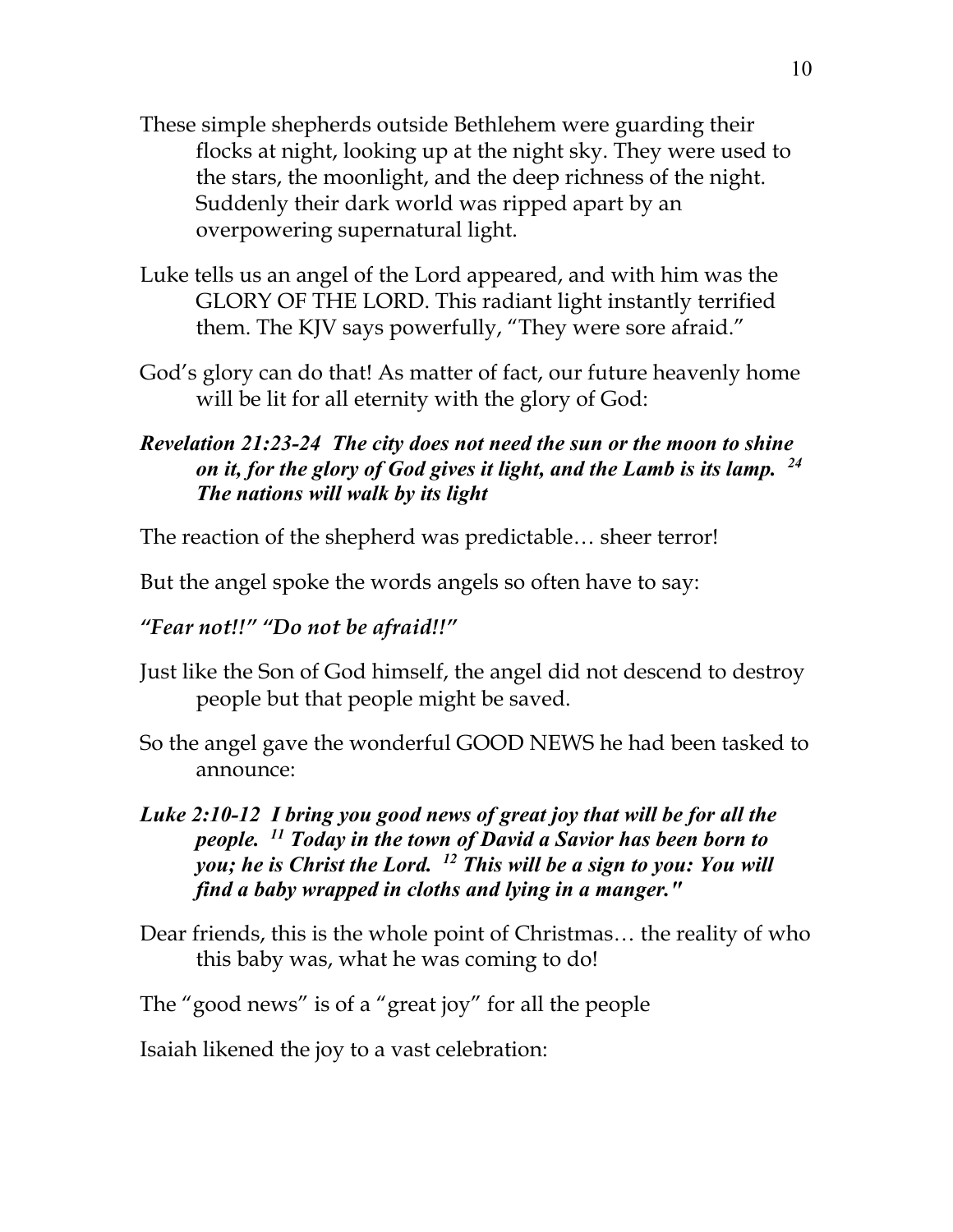These simple shepherds outside Bethlehem were guarding their flocks at night, looking up at the night sky. They were used to the stars, the moonlight, and the deep richness of the night. Suddenly their dark world was ripped apart by an overpowering supernatural light.

Luke tells us an angel of the Lord appeared, and with him was the GLORY OF THE LORD. This radiant light instantly terrified them. The KJV says powerfully, "They were sore afraid."

God's glory can do that! As matter of fact, our future heavenly home will be lit for all eternity with the glory of God:

***Revelation 21:23-24  The city does not need the sun or the moon to shine on it, for the glory of God gives it light, and the Lamb is its lamp. [24] The nations will walk by its light***

The reaction of the shepherd was predictable… sheer terror!

But the angel spoke the words angels so often have to say:

***"Fear not!!" "Do not be afraid!!"***

Just like the Son of God himself, the angel did not descend to destroy people but that people might be saved.

So the angel gave the wonderful GOOD NEWS he had been tasked to announce:

***Luke 2:10-12  I bring you good news of great joy that will be for all the people. [11] Today in the town of David a Savior has been born to you; he is Christ the Lord. [12] This will be a sign to you: You will find a baby wrapped in cloths and lying in a manger."***

Dear friends, this is the whole point of Christmas… the reality of who this baby was, what he was coming to do!

The "good news" is of a "great joy" for all the people

Isaiah likened the joy to a vast celebration: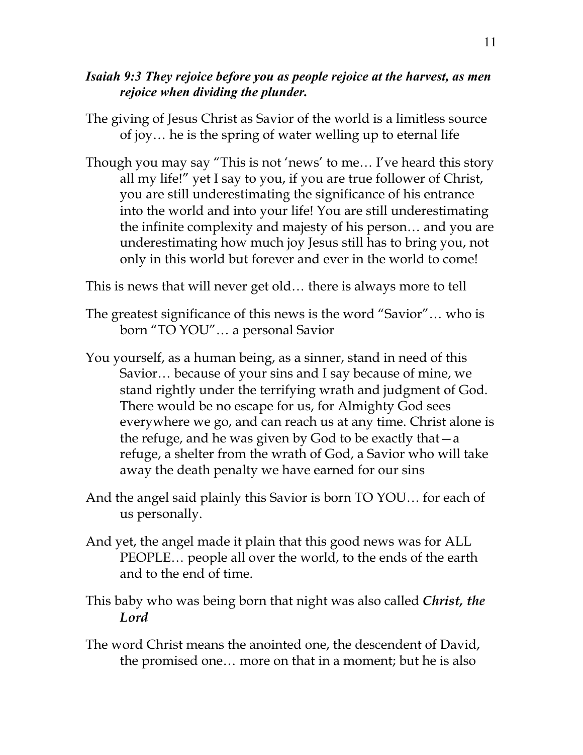***Isaiah 9:3 They rejoice before you as people rejoice at the harvest, as men rejoice when dividing the plunder.***

The giving of Jesus Christ as Savior of the world is a limitless source of joy… he is the spring of water welling up to eternal life

Though you may say "This is not 'news' to me… I've heard this story all my life!" yet I say to you, if you are true follower of Christ, you are still underestimating the significance of his entrance into the world and into your life! You are still underestimating the infinite complexity and majesty of his person… and you are underestimating how much joy Jesus still has to bring you, not only in this world but forever and ever in the world to come!

This is news that will never get old… there is always more to tell

The greatest significance of this news is the word "Savior"… who is born "TO YOU"… a personal Savior

You yourself, as a human being, as a sinner, stand in need of this Savior… because of your sins and I say because of mine, we stand rightly under the terrifying wrath and judgment of God. There would be no escape for us, for Almighty God sees everywhere we go, and can reach us at any time. Christ alone is the refuge, and he was given by God to be exactly that—a refuge, a shelter from the wrath of God, a Savior who will take away the death penalty we have earned for our sins

And the angel said plainly this Savior is born TO YOU… for each of us personally.

And yet, the angel made it plain that this good news was for ALL PEOPLE… people all over the world, to the ends of the earth and to the end of time.

This baby who was being born that night was also called ***Christ, the Lord***

The word Christ means the anointed one, the descendent of David, the promised one… more on that in a moment; but he is also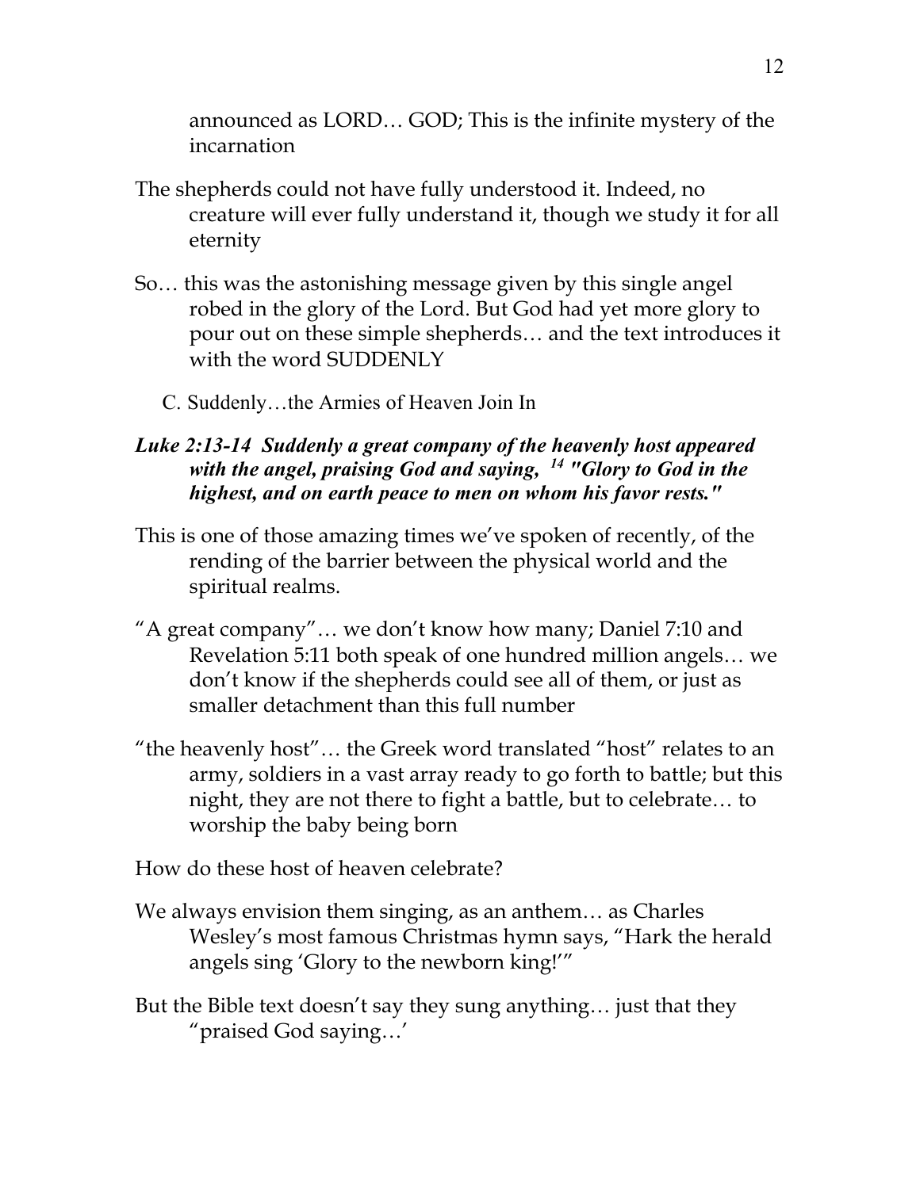announced as LORD… GOD; This is the infinite mystery of the incarnation

The shepherds could not have fully understood it. Indeed, no creature will ever fully understand it, though we study it for all eternity

So… this was the astonishing message given by this single angel robed in the glory of the Lord. But God had yet more glory to pour out on these simple shepherds… and the text introduces it with the word SUDDENLY

### C. Suddenly…the Armies of Heaven Join In

***Luke 2:13-14 Suddenly a great company of the heavenly host appeared with the angel, praising God and saying, [14] "Glory to God in the highest, and on earth peace to men on whom his favor rests."***

This is one of those amazing times we've spoken of recently, of the rending of the barrier between the physical world and the spiritual realms.

"A great company"… we don't know how many; Daniel 7:10 and Revelation 5:11 both speak of one hundred million angels… we don't know if the shepherds could see all of them, or just as smaller detachment than this full number

"the heavenly host"… the Greek word translated "host" relates to an army, soldiers in a vast array ready to go forth to battle; but this night, they are not there to fight a battle, but to celebrate… to worship the baby being born

How do these host of heaven celebrate?

We always envision them singing, as an anthem… as Charles Wesley's most famous Christmas hymn says, "Hark the herald angels sing 'Glory to the newborn king!'"

But the Bible text doesn't say they sung anything… just that they "praised God saying…'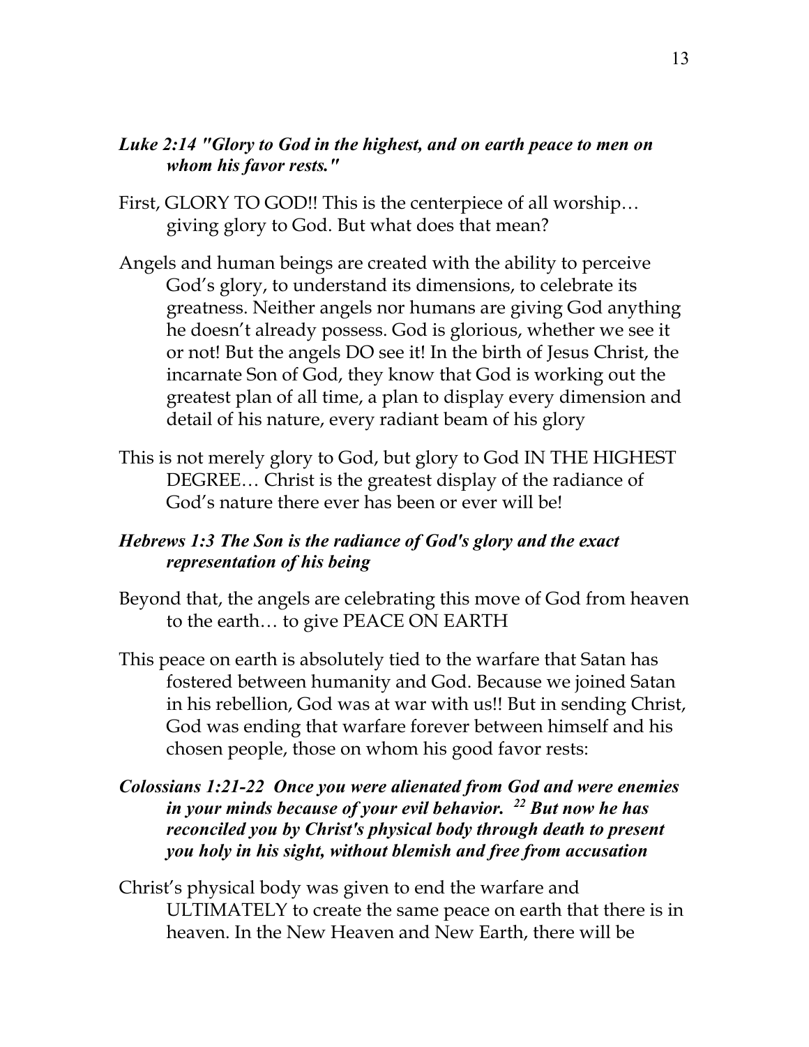***Luke 2:14 "Glory to God in the highest, and on earth peace to men on whom his favor rests."***

First, GLORY TO GOD!! This is the centerpiece of all worship… giving glory to God. But what does that mean?

Angels and human beings are created with the ability to perceive God's glory, to understand its dimensions, to celebrate its greatness. Neither angels nor humans are giving God anything he doesn't already possess. God is glorious, whether we see it or not! But the angels DO see it! In the birth of Jesus Christ, the incarnate Son of God, they know that God is working out the greatest plan of all time, a plan to display every dimension and detail of his nature, every radiant beam of his glory

This is not merely glory to God, but glory to God IN THE HIGHEST DEGREE… Christ is the greatest display of the radiance of God's nature there ever has been or ever will be!

***Hebrews 1:3 The Son is the radiance of God's glory and the exact representation of his being***

Beyond that, the angels are celebrating this move of God from heaven to the earth… to give PEACE ON EARTH

This peace on earth is absolutely tied to the warfare that Satan has fostered between humanity and God. Because we joined Satan in his rebellion, God was at war with us!! But in sending Christ, God was ending that warfare forever between himself and his chosen people, those on whom his good favor rests:

***Colossians 1:21-22 Once you were alienated from God and were enemies in your minds because of your evil behavior. [22] But now he has reconciled you by Christ's physical body through death to present you holy in his sight, without blemish and free from accusation***

Christ's physical body was given to end the warfare and ULTIMATELY to create the same peace on earth that there is in heaven. In the New Heaven and New Earth, there will be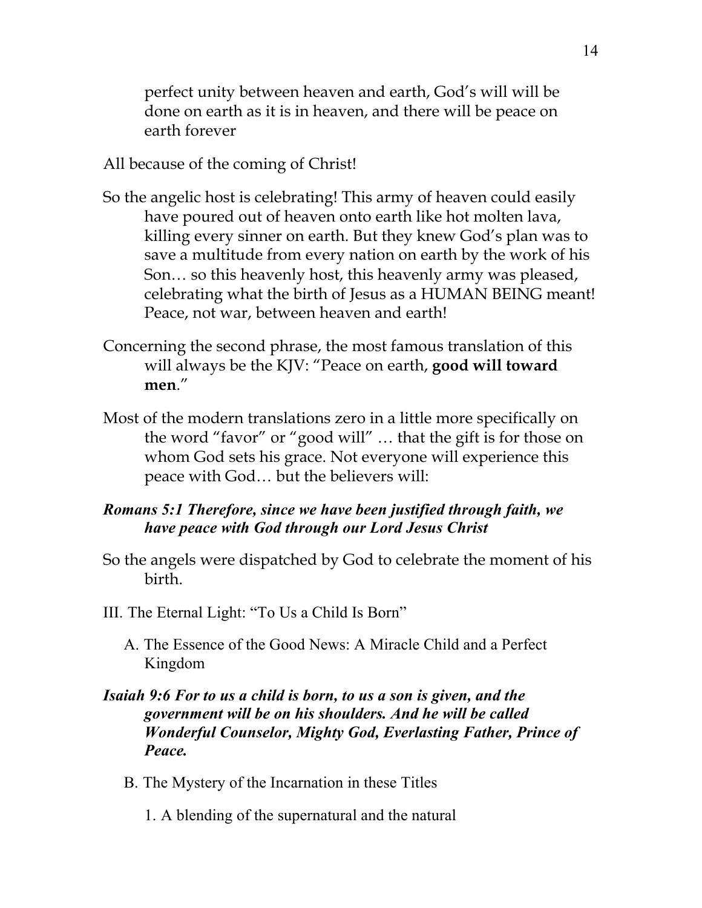perfect unity between heaven and earth, God's will will be done on earth as it is in heaven, and there will be peace on earth forever

All because of the coming of Christ!

So the angelic host is celebrating! This army of heaven could easily have poured out of heaven onto earth like hot molten lava, killing every sinner on earth. But they knew God's plan was to save a multitude from every nation on earth by the work of his Son… so this heavenly host, this heavenly army was pleased, celebrating what the birth of Jesus as a HUMAN BEING meant! Peace, not war, between heaven and earth!

Concerning the second phrase, the most famous translation of this will always be the KJV: "Peace on earth, **good will toward men**."

Most of the modern translations zero in a little more specifically on the word "favor" or "good will" … that the gift is for those on whom God sets his grace. Not everyone will experience this peace with God… but the believers will:

***Romans 5:1 Therefore, since we have been justified through faith, we have peace with God through our Lord Jesus Christ***

So the angels were dispatched by God to celebrate the moment of his birth.

III. The Eternal Light: "To Us a Child Is Born"

A. The Essence of the Good News: A Miracle Child and a Perfect Kingdom

***Isaiah 9:6 For to us a child is born, to us a son is given, and the government will be on his shoulders. And he will be called Wonderful Counselor, Mighty God, Everlasting Father, Prince of Peace.***

B. The Mystery of the Incarnation in these Titles

1. A blending of the supernatural and the natural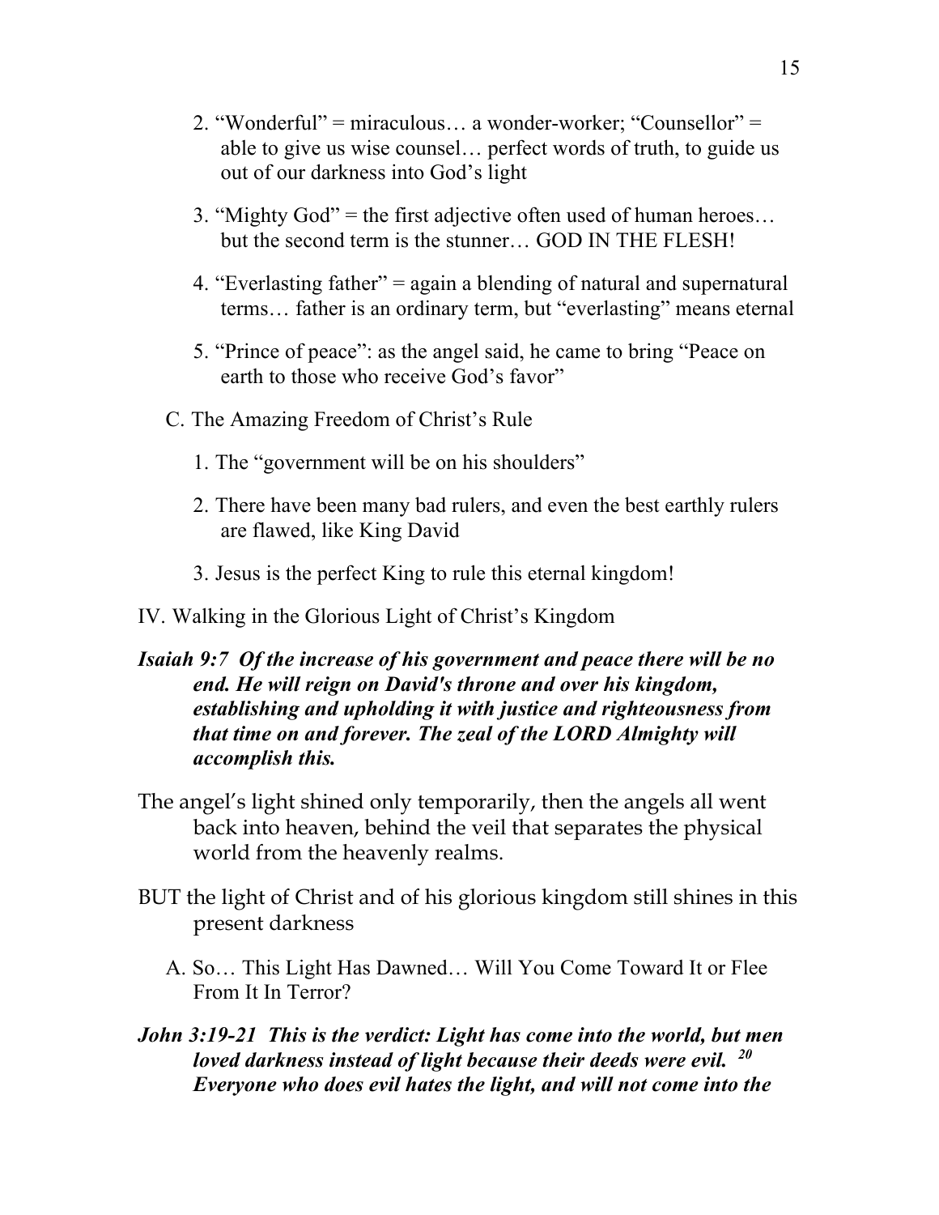2. "Wonderful" = miraculous… a wonder-worker; "Counsellor" = able to give us wise counsel… perfect words of truth, to guide us out of our darkness into God's light

3. "Mighty God" = the first adjective often used of human heroes… but the second term is the stunner… GOD IN THE FLESH!

4. "Everlasting father" = again a blending of natural and supernatural terms… father is an ordinary term, but "everlasting" means eternal

5. "Prince of peace": as the angel said, he came to bring "Peace on earth to those who receive God's favor"

C. The Amazing Freedom of Christ's Rule

1. The "government will be on his shoulders"

2. There have been many bad rulers, and even the best earthly rulers are flawed, like King David

3. Jesus is the perfect King to rule this eternal kingdom!

IV. Walking in the Glorious Light of Christ's Kingdom

***Isaiah 9:7 Of the increase of his government and peace there will be no end. He will reign on David's throne and over his kingdom, establishing and upholding it with justice and righteousness from that time on and forever. The zeal of the LORD Almighty will accomplish this.***

The angel's light shined only temporarily, then the angels all went back into heaven, behind the veil that separates the physical world from the heavenly realms.

BUT the light of Christ and of his glorious kingdom still shines in this present darkness

A. So… This Light Has Dawned… Will You Come Toward It or Flee From It In Terror?

***John 3:19-21 This is the verdict: Light has come into the world, but men loved darkness instead of light because their deeds were evil. [20] Everyone who does evil hates the light, and will not come into the***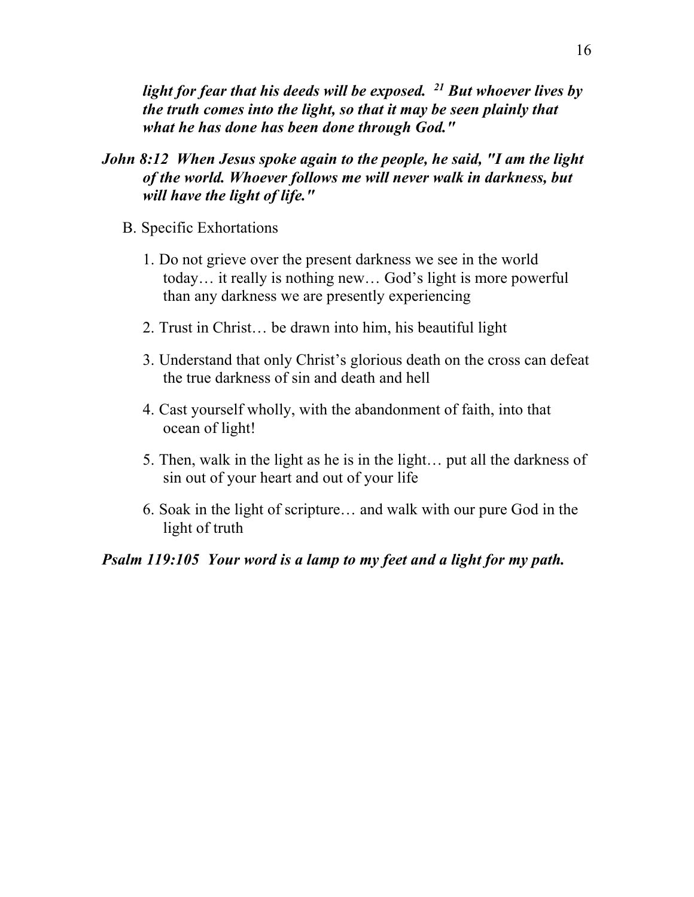***light for fear that his deeds will be exposed. [21] But whoever lives by the truth comes into the light, so that it may be seen plainly that what he has done has been done through God."***

***John 8:12 When Jesus spoke again to the people, he said, "I am the light of the world. Whoever follows me will never walk in darkness, but will have the light of life."***

B. Specific Exhortations

1. Do not grieve over the present darkness we see in the world today… it really is nothing new… God's light is more powerful than any darkness we are presently experiencing
2. Trust in Christ… be drawn into him, his beautiful light
3. Understand that only Christ's glorious death on the cross can defeat the true darkness of sin and death and hell
4. Cast yourself wholly, with the abandonment of faith, into that ocean of light!
5. Then, walk in the light as he is in the light… put all the darkness of sin out of your heart and out of your life
6. Soak in the light of scripture… and walk with our pure God in the light of truth

***Psalm 119:105 Your word is a lamp to my feet and a light for my path.***